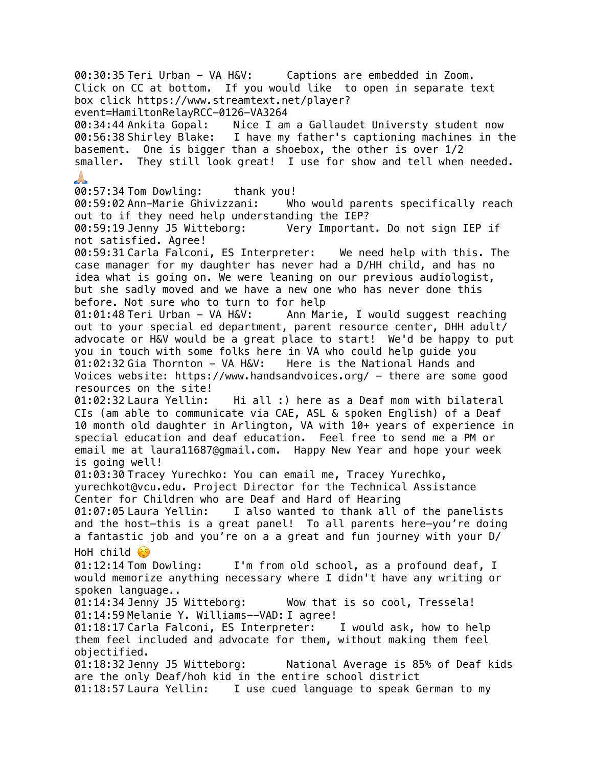00:30:35 Teri Urban - VA H&V:	Captions are embedded in Zoom. Click on CC at bottom. If you would like to open in separate text box click https://www.streamtext.net/player?event=HamiltonRelayRCC-0126-VA3264
00:34:44 Ankita Gopal:	Nice I am a Gallaudet Universty student now
00:56:38 Shirley Blake:	I have my father's captioning machines in the basement. One is bigger than a shoebox, the other is over 1/2 smaller. They still look great! I use for show and tell when needed. 🙏🏼
00:57:34 Tom Dowling:	thank you!
00:59:02 Ann-Marie Ghivizzani:	Who would parents specifically reach out to if they need help understanding the IEP?
00:59:19 Jenny J5 Witteborg:	Very Important. Do not sign IEP if not satisfied. Agree!
00:59:31 Carla Falconi, ES Interpreter:	We need help with this. The case manager for my daughter has never had a D/HH child, and has no idea what is going on. We were leaning on our previous audiologist, but she sadly moved and we have a new one who has never done this before. Not sure who to turn to for help
01:01:48 Teri Urban - VA H&V:	Ann Marie, I would suggest reaching out to your special ed department, parent resource center, DHH adult/advocate or H&V would be a great place to start! We'd be happy to put you in touch with some folks here in VA who could help guide you
01:02:32 Gia Thornton - VA H&V:	Here is the National Hands and Voices website: https://www.handsandvoices.org/ - there are some good resources on the site!
01:02:32 Laura Yellin:	Hi all :) here as a Deaf mom with bilateral CIs (am able to communicate via CAE, ASL & spoken English) of a Deaf 10 month old daughter in Arlington, VA with 10+ years of experience in special education and deaf education. Feel free to send me a PM or email me at laura11687@gmail.com. Happy New Year and hope your week is going well!
01:03:30 Tracey Yurechko: You can email me, Tracey Yurechko, yurechkot@vcu.edu. Project Director for the Technical Assistance Center for Children who are Deaf and Hard of Hearing
01:07:05 Laura Yellin:	I also wanted to thank all of the panelists and the host—this is a great panel! To all parents here—you're doing a fantastic job and you're on a a great and fun journey with your D/HoH child ☺️
01:12:14 Tom Dowling:	I'm from old school, as a profound deaf, I would memorize anything necessary where I didn't have any writing or spoken language..
01:14:34 Jenny J5 Witteborg:	Wow that is so cool, Tressela!
01:14:59 Melanie Y. Williams--VAD: I agree!
01:18:17 Carla Falconi, ES Interpreter:	I would ask, how to help them feel included and advocate for them, without making them feel objectified.
01:18:32 Jenny J5 Witteborg:	National Average is 85% of Deaf kids are the only Deaf/hoh kid in the entire school district
01:18:57 Laura Yellin:	I use cued language to speak German to my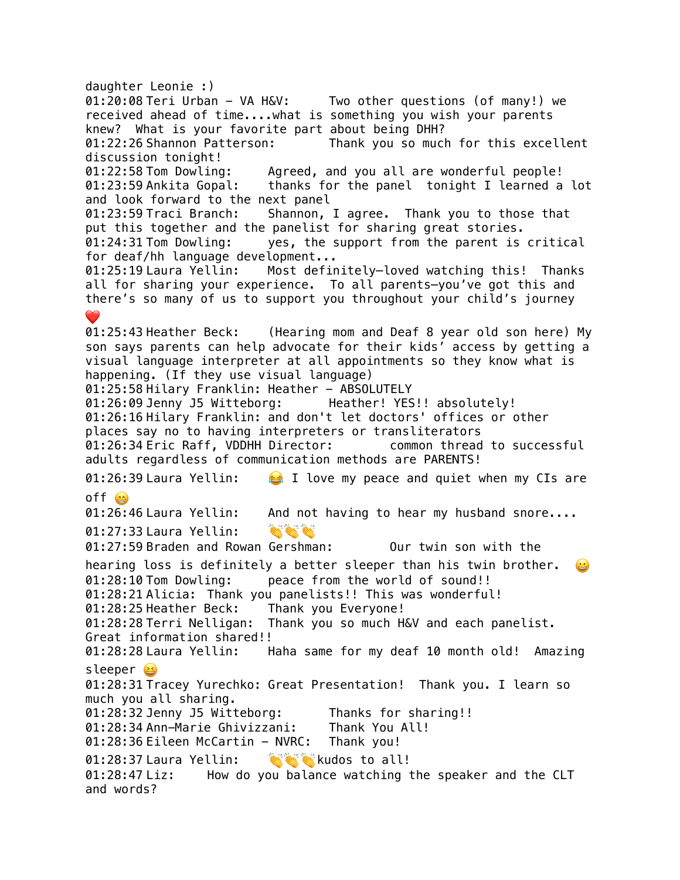daughter Leonie :)
01:20:08 Teri Urban - VA H&V:	Two other questions (of many!) we received ahead of time....what is something you wish your parents knew?  What is your favorite part about being DHH?
01:22:26 Shannon Patterson:	Thank you so much for this excellent discussion tonight!
01:22:58 Tom Dowling:	Agreed, and you all are wonderful people!
01:23:59 Ankita Gopal:	thanks for the panel  tonight I learned a lot and look forward to the next panel
01:23:59 Traci Branch:	Shannon, I agree.  Thank you to those that put this together and the panelist for sharing great stories.
01:24:31 Tom Dowling:	yes, the support from the parent is critical for deaf/hh language development...
01:25:19 Laura Yellin:	Most definitely—loved watching this!  Thanks all for sharing your experience.  To all parents—you've got this and there's so many of us to support you throughout your child's journey ❤️
01:25:43 Heather Beck:	(Hearing mom and Deaf 8 year old son here) My son says parents can help advocate for their kids' access by getting a visual language interpreter at all appointments so they know what is happening. (If they use visual language)
01:25:58 Hilary Franklin: Heather - ABSOLUTELY
01:26:09 Jenny J5 Witteborg:	Heather! YES!! absolutely!
01:26:16 Hilary Franklin: and don't let doctors' offices or other places say no to having interpreters or transliterators
01:26:34 Eric Raff, VDDHH Director:	common thread to successful adults regardless of communication methods are PARENTS!
01:26:39 Laura Yellin:	😂 I love my peace and quiet when my CIs are off 😁
01:26:46 Laura Yellin:	And not having to hear my husband snore....
01:27:33 Laura Yellin:	👏👏👏
01:27:59 Braden and Rowan Gershman:	Our twin son with the hearing loss is definitely a better sleeper than his twin brother. 😀
01:28:10 Tom Dowling:	peace from the world of sound!!
01:28:21 Alicia: Thank you panelists!! This was wonderful!
01:28:25 Heather Beck:	Thank you Everyone!
01:28:28 Terri Nelligan:  Thank you so much H&V and each panelist.  Great information shared!!
01:28:28 Laura Yellin:	Haha same for my deaf 10 month old!  Amazing sleeper 😆
01:28:31 Tracey Yurechko: Great Presentation!  Thank you. I learn so much you all sharing.
01:28:32 Jenny J5 Witteborg:	Thanks for sharing!!
01:28:34 Ann-Marie Ghivizzani:	Thank You All!
01:28:36 Eileen McCartin - NVRC:	Thank you!
01:28:37 Laura Yellin:	👏👏👏kudos to all!
01:28:47 Liz:	How do you balance watching the speaker and the CLT and words?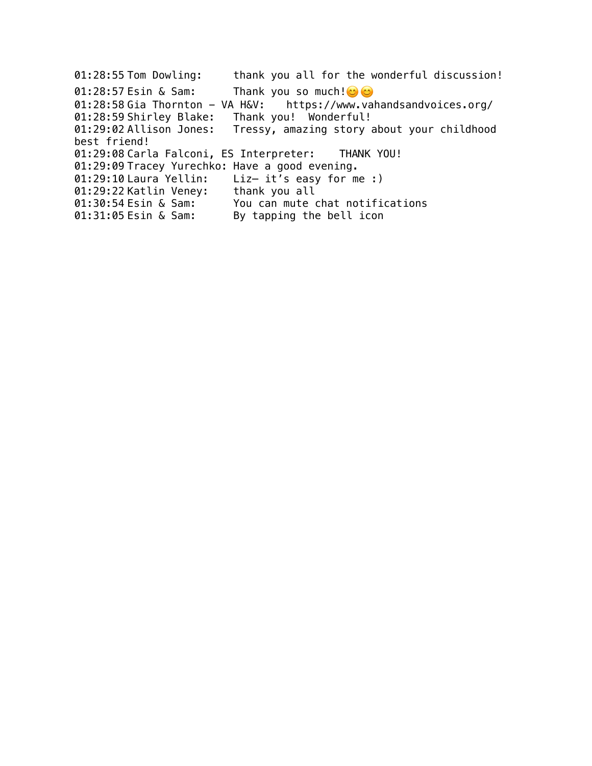01:28:55 Tom Dowling:	thank you all for the wonderful discussion!
01:28:57 Esin & Sam:	Thank you so much!😊😊
01:28:58 Gia Thornton - VA H&V:	https://www.vahandsandvoices.org/
01:28:59 Shirley Blake:	Thank you!  Wonderful!
01:29:02 Allison Jones:	Tressy, amazing story about your childhood best friend!
01:29:08 Carla Falconi, ES Interpreter:	THANK YOU!
01:29:09 Tracey Yurechko: Have a good evening.
01:29:10 Laura Yellin:	Liz— it’s easy for me :)
01:29:22 Katlin Veney:	thank you all
01:30:54 Esin & Sam:	You can mute chat notifications
01:31:05 Esin & Sam:	By tapping the bell icon